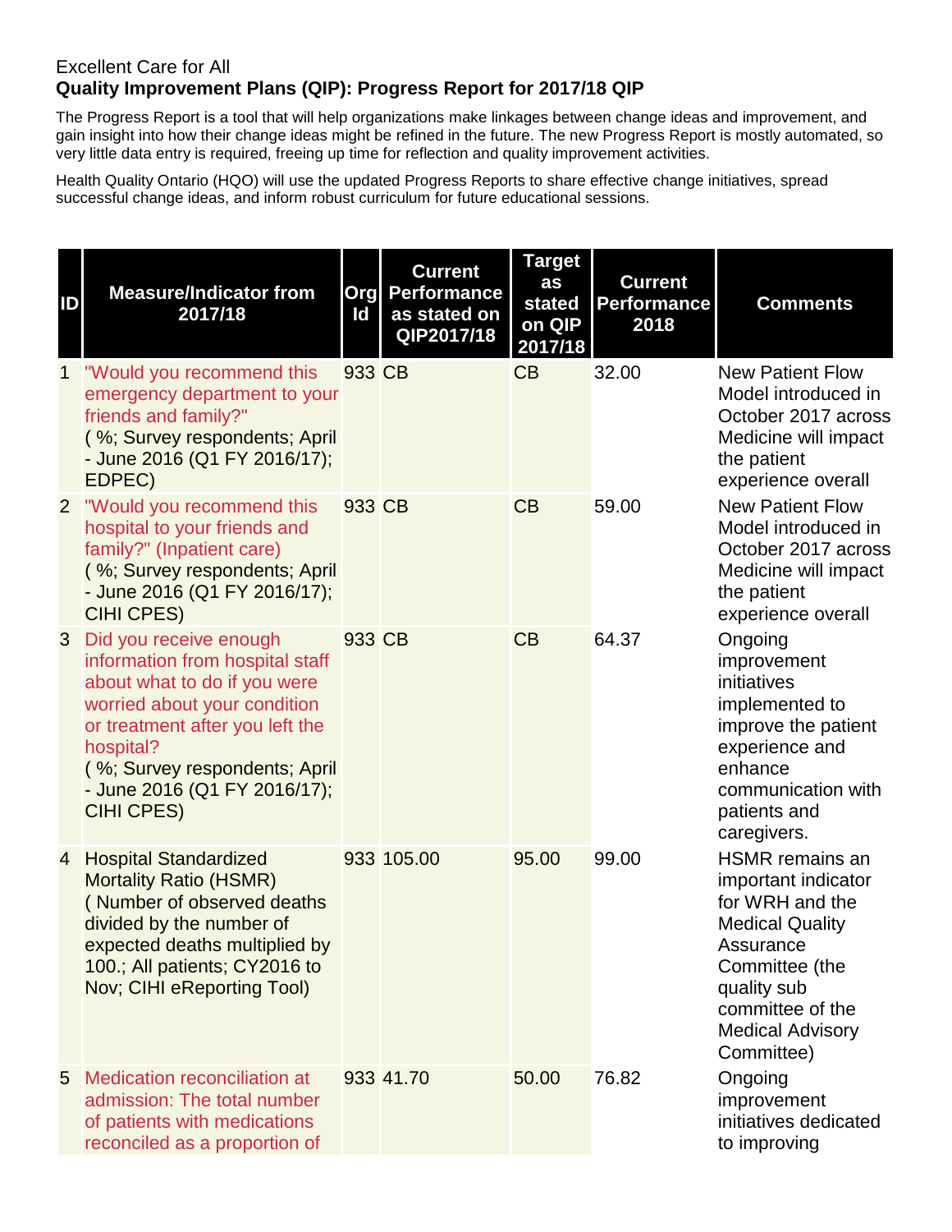Excellent Care for All

**Quality Improvement Plans (QIP): Progress Report for 2017/18 QIP**

The Progress Report is a tool that will help organizations make linkages between change ideas and improvement, and gain insight into how their change ideas might be refined in the future. The new Progress Report is mostly automated, so very little data entry is required, freeing up time for reflection and quality improvement activities.

Health Quality Ontario (HQO) will use the updated Progress Reports to share effective change initiatives, spread successful change ideas, and inform robust curriculum for future educational sessions.

| ID | Measure/Indicator from 2017/18 | Org Id | Current Performance as stated on QIP2017/18 | Target as stated on QIP 2017/18 | Current Performance 2018 | Comments |
|---|---|---|---|---|---|---|
| 1 | "Would you recommend this emergency department to your friends and family?" ( %; Survey respondents; April - June 2016 (Q1 FY 2016/17); EDPEC) | 933 | CB | CB | 32.00 | New Patient Flow Model introduced in October 2017 across Medicine will impact the patient experience overall |
| 2 | "Would you recommend this hospital to your friends and family?" (Inpatient care) ( %; Survey respondents; April - June 2016 (Q1 FY 2016/17); CIHI CPES) | 933 | CB | CB | 59.00 | New Patient Flow Model introduced in October 2017 across Medicine will impact the patient experience overall |
| 3 | Did you receive enough information from hospital staff about what to do if you were worried about your condition or treatment after you left the hospital? ( %; Survey respondents; April - June 2016 (Q1 FY 2016/17); CIHI CPES) | 933 | CB | CB | 64.37 | Ongoing improvement initiatives implemented to improve the patient experience and enhance communication with patients and caregivers. |
| 4 | Hospital Standardized Mortality Ratio (HSMR) ( Number of observed deaths divided by the number of expected deaths multiplied by 100.; All patients; CY2016 to Nov; CIHI eReporting Tool) | 933 | 105.00 | 95.00 | 99.00 | HSMR remains an important indicator for WRH and the Medical Quality Assurance Committee (the quality sub committee of the Medical Advisory Committee) |
| 5 | Medication reconciliation at admission: The total number of patients with medications reconciled as a proportion of | 933 | 41.70 | 50.00 | 76.82 | Ongoing improvement initiatives dedicated to improving |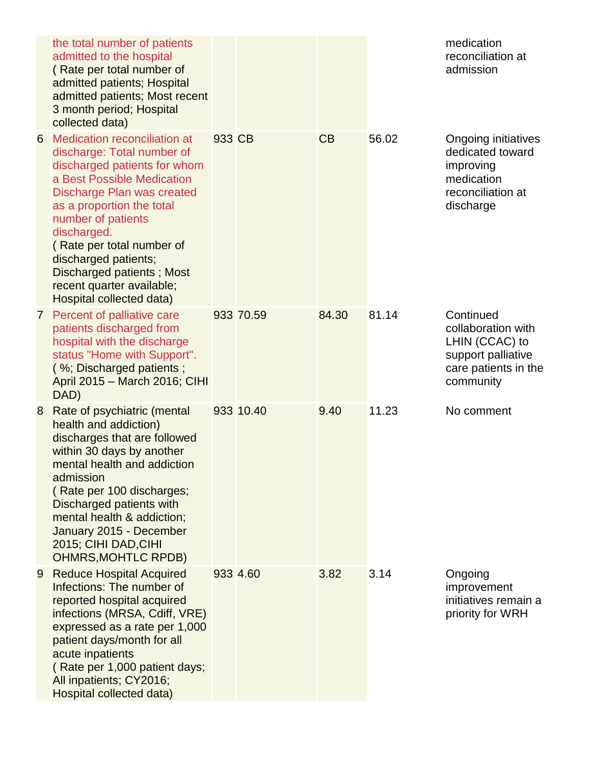| | | | | | | |
|---|---|---|---|---|---|---|
| | the total number of patients admitted to the hospital ( Rate per total number of admitted patients; Hospital admitted patients; Most recent 3 month period; Hospital collected data) | | | | | medication reconciliation at admission |
| 6 | Medication reconciliation at discharge: Total number of discharged patients for whom a Best Possible Medication Discharge Plan was created as a proportion the total number of patients discharged. ( Rate per total number of discharged patients; Discharged patients ; Most recent quarter available; Hospital collected data) | 933 | CB | CB | 56.02 | Ongoing initiatives dedicated toward improving medication reconciliation at discharge |
| 7 | Percent of palliative care patients discharged from hospital with the discharge status "Home with Support". ( %; Discharged patients ; April 2015 – March 2016; CIHI DAD) | 933 | 70.59 | 84.30 | 81.14 | Continued collaboration with LHIN (CCAC) to support palliative care patients in the community |
| 8 | Rate of psychiatric (mental health and addiction) discharges that are followed within 30 days by another mental health and addiction admission ( Rate per 100 discharges; Discharged patients with mental health & addiction; January 2015 - December 2015; CIHI DAD,CIHI OHMRS,MOHTLC RPDB) | 933 | 10.40 | 9.40 | 11.23 | No comment |
| 9 | Reduce Hospital Acquired Infections: The number of reported hospital acquired infections (MRSA, Cdiff, VRE) expressed as a rate per 1,000 patient days/month for all acute inpatients ( Rate per 1,000 patient days; All inpatients; CY2016; Hospital collected data) | 933 | 4.60 | 3.82 | 3.14 | Ongoing improvement initiatives remain a priority for WRH |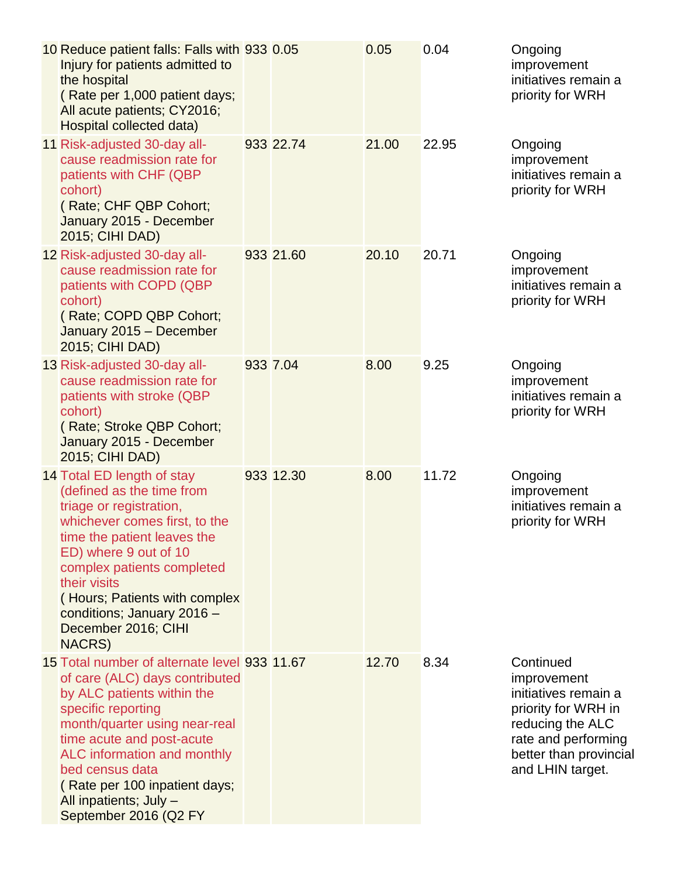| | | | | | | |
|---|---|---|---|---|---|---|
| 10 | Reduce patient falls: Falls with Injury for patients admitted to the hospital ( Rate per 1,000 patient days; All acute patients; CY2016; Hospital collected data) | 933 | 0.05 | 0.05 | 0.04 | Ongoing improvement initiatives remain a priority for WRH |
| 11 | Risk-adjusted 30-day all-cause readmission rate for patients with CHF (QBP cohort) ( Rate; CHF QBP Cohort; January 2015 - December 2015; CIHI DAD) | 933 | 22.74 | 21.00 | 22.95 | Ongoing improvement initiatives remain a priority for WRH |
| 12 | Risk-adjusted 30-day all-cause readmission rate for patients with COPD (QBP cohort) ( Rate; COPD QBP Cohort; January 2015 – December 2015; CIHI DAD) | 933 | 21.60 | 20.10 | 20.71 | Ongoing improvement initiatives remain a priority for WRH |
| 13 | Risk-adjusted 30-day all-cause readmission rate for patients with stroke (QBP cohort) ( Rate; Stroke QBP Cohort; January 2015 - December 2015; CIHI DAD) | 933 | 7.04 | 8.00 | 9.25 | Ongoing improvement initiatives remain a priority for WRH |
| 14 | Total ED length of stay (defined as the time from triage or registration, whichever comes first, to the time the patient leaves the ED) where 9 out of 10 complex patients completed their visits ( Hours; Patients with complex conditions; January 2016 – December 2016; CIHI NACRS) | 933 | 12.30 | 8.00 | 11.72 | Ongoing improvement initiatives remain a priority for WRH |
| 15 | Total number of alternate level of care (ALC) days contributed by ALC patients within the specific reporting month/quarter using near-real time acute and post-acute ALC information and monthly bed census data ( Rate per 100 inpatient days; All inpatients; July – September 2016 (Q2 FY | 933 | 11.67 | 12.70 | 8.34 | Continued improvement initiatives remain a priority for WRH in reducing the ALC rate and performing better than provincial and LHIN target. |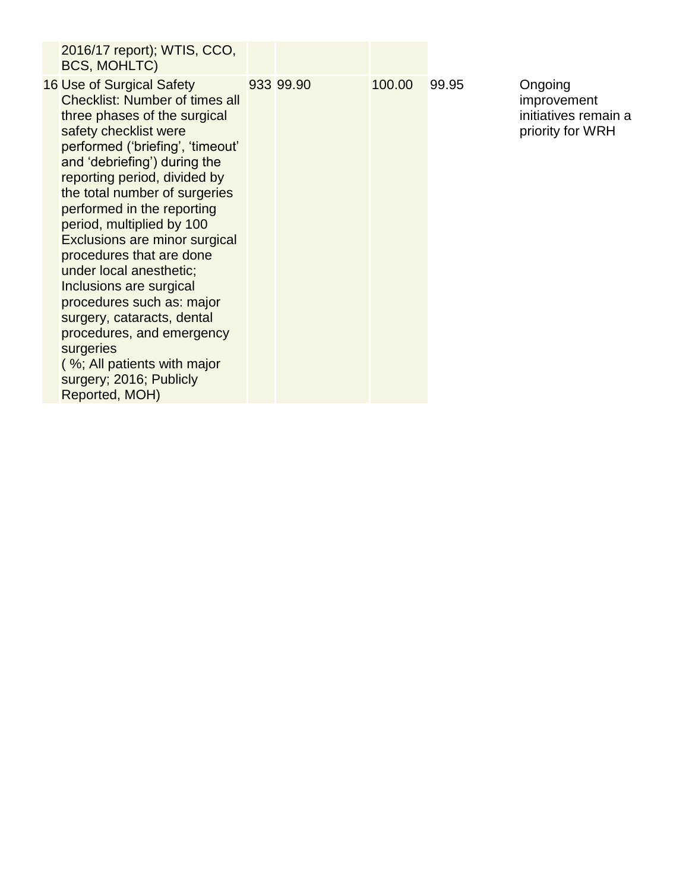| | | | | | | |
|---|---|---|---|---|---|---|
| | 2016/17 report); WTIS, CCO, BCS, MOHLTC) | | | | | |
| 16 | Use of Surgical Safety Checklist: Number of times all three phases of the surgical safety checklist were performed (‘briefing’, ‘timeout’ and ‘debriefing’) during the reporting period, divided by the total number of surgeries performed in the reporting period, multiplied by 100 Exclusions are minor surgical procedures that are done under local anesthetic; Inclusions are surgical procedures such as: major surgery, cataracts, dental procedures, and emergency surgeries ( %; All patients with major surgery; 2016; Publicly Reported, MOH) | 933 | 99.90 | 100.00 | 99.95 | Ongoing improvement initiatives remain a priority for WRH |